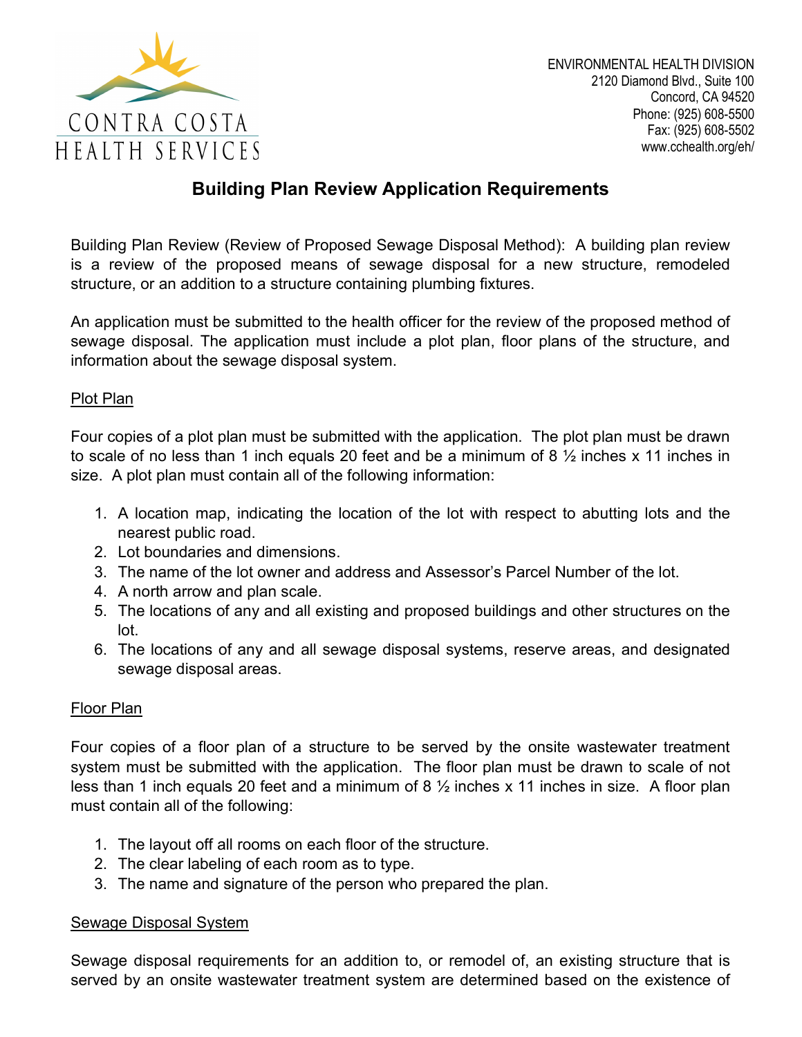CONTRA COSTA
HEALTH SERVICES

ENVIRONMENTAL HEALTH DIVISION
2120 Diamond Blvd., Suite 100
Concord, CA 94520
Phone: (925) 608-5500
Fax: (925) 608-5502
www.cchealth.org/eh/

# Building Plan Review Application Requirements

Building Plan Review (Review of Proposed Sewage Disposal Method): A building plan review is a review of the proposed means of sewage disposal for a new structure, remodeled structure, or an addition to a structure containing plumbing fixtures.

An application must be submitted to the health officer for the review of the proposed method of sewage disposal. The application must include a plot plan, floor plans of the structure, and information about the sewage disposal system.

## Plot Plan

Four copies of a plot plan must be submitted with the application. The plot plan must be drawn to scale of no less than 1 inch equals 20 feet and be a minimum of 8 ½ inches x 11 inches in size. A plot plan must contain all of the following information:

1. A location map, indicating the location of the lot with respect to abutting lots and the nearest public road.
2. Lot boundaries and dimensions.
3. The name of the lot owner and address and Assessor's Parcel Number of the lot.
4. A north arrow and plan scale.
5. The locations of any and all existing and proposed buildings and other structures on the lot.
6. The locations of any and all sewage disposal systems, reserve areas, and designated sewage disposal areas.

## Floor Plan

Four copies of a floor plan of a structure to be served by the onsite wastewater treatment system must be submitted with the application. The floor plan must be drawn to scale of not less than 1 inch equals 20 feet and a minimum of 8 ½ inches x 11 inches in size. A floor plan must contain all of the following:

1. The layout off all rooms on each floor of the structure.
2. The clear labeling of each room as to type.
3. The name and signature of the person who prepared the plan.

## Sewage Disposal System

Sewage disposal requirements for an addition to, or remodel of, an existing structure that is served by an onsite wastewater treatment system are determined based on the existence of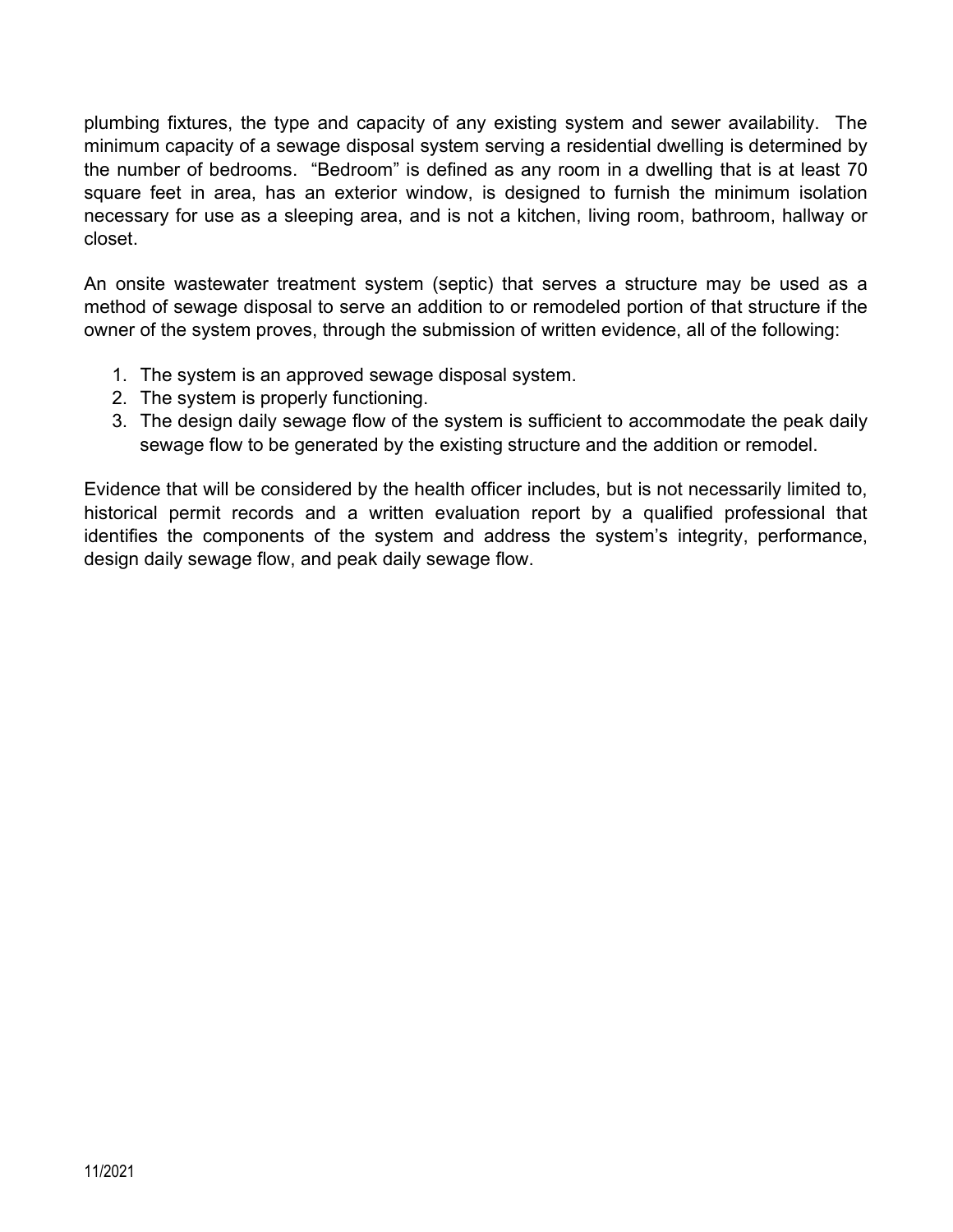plumbing fixtures, the type and capacity of any existing system and sewer availability. The minimum capacity of a sewage disposal system serving a residential dwelling is determined by the number of bedrooms. "Bedroom" is defined as any room in a dwelling that is at least 70 square feet in area, has an exterior window, is designed to furnish the minimum isolation necessary for use as a sleeping area, and is not a kitchen, living room, bathroom, hallway or closet.

An onsite wastewater treatment system (septic) that serves a structure may be used as a method of sewage disposal to serve an addition to or remodeled portion of that structure if the owner of the system proves, through the submission of written evidence, all of the following:

1. The system is an approved sewage disposal system.
2. The system is properly functioning.
3. The design daily sewage flow of the system is sufficient to accommodate the peak daily sewage flow to be generated by the existing structure and the addition or remodel.

Evidence that will be considered by the health officer includes, but is not necessarily limited to, historical permit records and a written evaluation report by a qualified professional that identifies the components of the system and address the system's integrity, performance, design daily sewage flow, and peak daily sewage flow.

11/2021